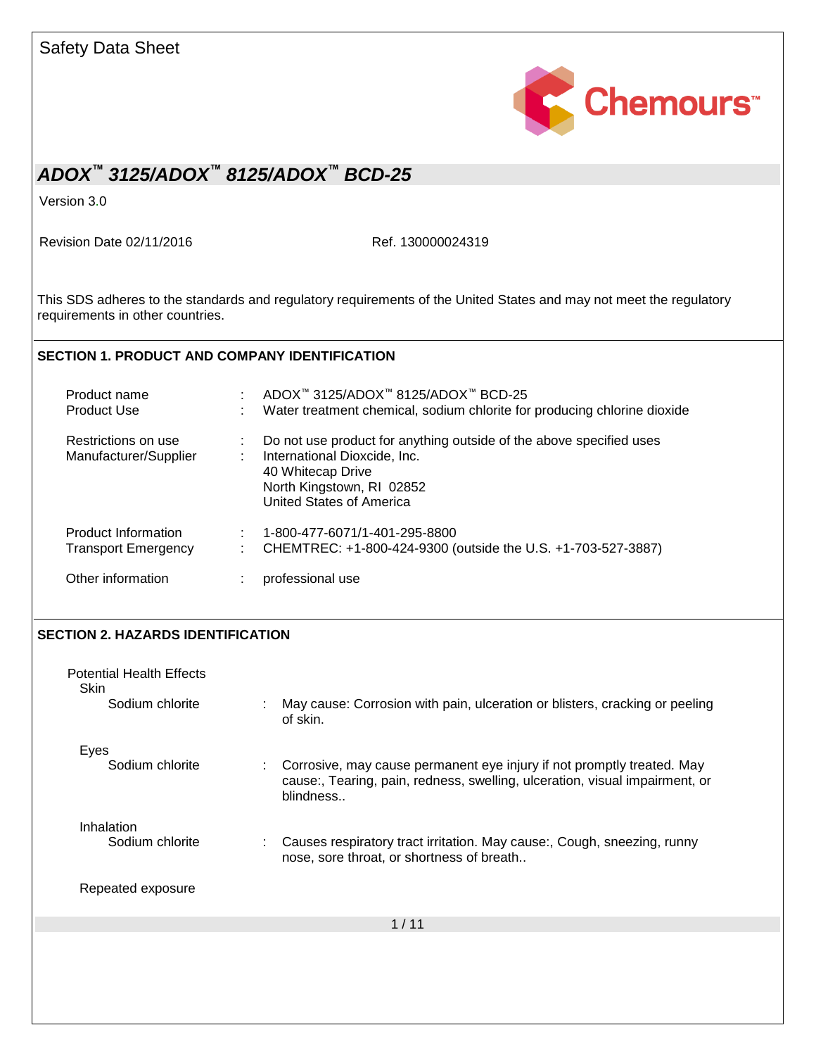Safety Data Sheet

Chemours™

# ADOX™ 3125/ADOX™ 8125/ADOX™ BCD-25

Version 3.0

Revision Date 02/11/2016

Ref. 130000024319

This SDS adheres to the standards and regulatory requirements of the United States and may not meet the regulatory requirements in other countries.

## SECTION 1. PRODUCT AND COMPANY IDENTIFICATION

| | | |
|---|---|---|
| Product name | : | ADOX™ 3125/ADOX™ 8125/ADOX™ BCD-25 |
| Product Use | : | Water treatment chemical, sodium chlorite for producing chlorine dioxide |
| Restrictions on use | : | Do not use product for anything outside of the above specified uses |
| Manufacturer/Supplier | : | International Dioxcide, Inc.<br>40 Whitecap Drive<br>North Kingstown, RI 02852<br>United States of America |
| Product Information | : | 1-800-477-6071/1-401-295-8800 |
| Transport Emergency | : | CHEMTREC: +1-800-424-9300 (outside the U.S. +1-703-527-3887) |
| Other information | : | professional use |

## SECTION 2. HAZARDS IDENTIFICATION

Potential Health Effects

**Skin**

| | | |
|---|---|---|
| Sodium chlorite | : | May cause: Corrosion with pain, ulceration or blisters, cracking or peeling of skin. |

**Eyes**

| | | |
|---|---|---|
| Sodium chlorite | : | Corrosive, may cause permanent eye injury if not promptly treated. May cause:, Tearing, pain, redness, swelling, ulceration, visual impairment, or blindness.. |

**Inhalation**

| | | |
|---|---|---|
| Sodium chlorite | : | Causes respiratory tract irritation. May cause:, Cough, sneezing, runny nose, sore throat, or shortness of breath.. |

**Repeated exposure**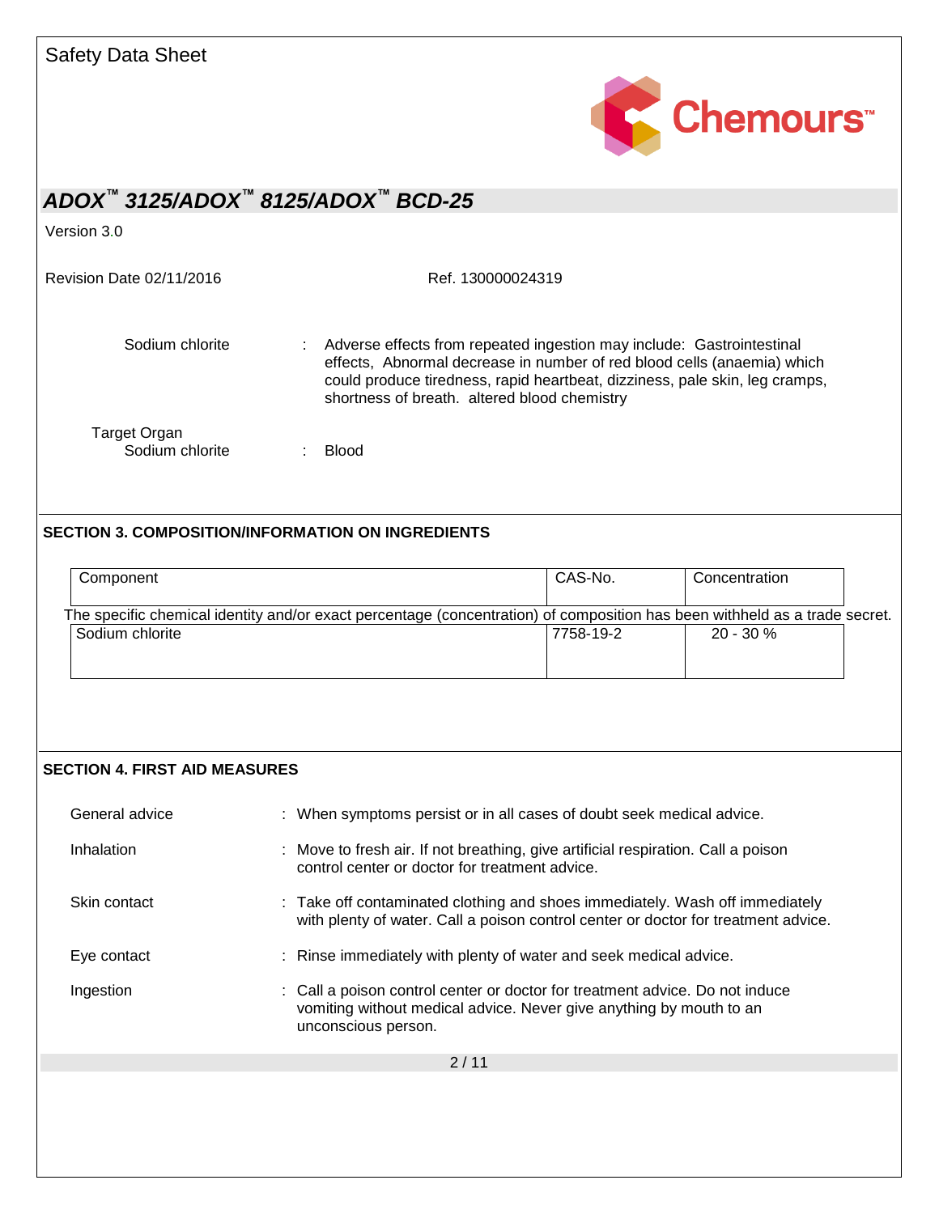Sodium chlorite : Adverse effects from repeated ingestion may include: Gastrointestinal effects, Abnormal decrease in number of red blood cells (anaemia) which could produce tiredness, rapid heartbeat, dizziness, pale skin, leg cramps, shortness of breath. altered blood chemistry

Target Organ

Sodium chlorite : Blood

## SECTION 3. COMPOSITION/INFORMATION ON INGREDIENTS

| Component | CAS-No. | Concentration |
|---|---|---|
| The specific chemical identity and/or exact percentage (concentration) of composition has been withheld as a trade secret. | | |
| Sodium chlorite | 7758-19-2 | 20 - 30 % |

## SECTION 4. FIRST AID MEASURES

General advice : When symptoms persist or in all cases of doubt seek medical advice.

Inhalation : Move to fresh air. If not breathing, give artificial respiration. Call a poison control center or doctor for treatment advice.

Skin contact : Take off contaminated clothing and shoes immediately. Wash off immediately with plenty of water. Call a poison control center or doctor for treatment advice.

Eye contact : Rinse immediately with plenty of water and seek medical advice.

Ingestion : Call a poison control center or doctor for treatment advice. Do not induce vomiting without medical advice. Never give anything by mouth to an unconscious person.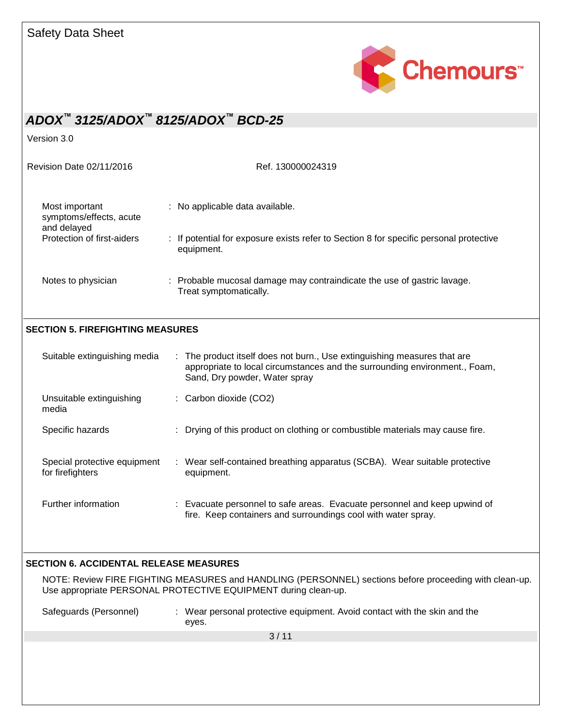| | |
|---|---|
| Most important symptoms/effects, acute and delayed | : No applicable data available. |
| Protection of first-aiders | : If potential for exposure exists refer to Section 8 for specific personal protective equipment. |
| Notes to physician | : Probable mucosal damage may contraindicate the use of gastric lavage. Treat symptomatically. |

## SECTION 5. FIREFIGHTING MEASURES

| | |
|---|---|
| Suitable extinguishing media | : The product itself does not burn., Use extinguishing measures that are appropriate to local circumstances and the surrounding environment., Foam, Sand, Dry powder, Water spray |
| Unsuitable extinguishing media | : Carbon dioxide ($CO_2$) |
| Specific hazards | : Drying of this product on clothing or combustible materials may cause fire. |
| Special protective equipment for firefighters | : Wear self-contained breathing apparatus (SCBA). Wear suitable protective equipment. |
| Further information | : Evacuate personnel to safe areas. Evacuate personnel and keep upwind of fire. Keep containers and surroundings cool with water spray. |

## SECTION 6. ACCIDENTAL RELEASE MEASURES

NOTE: Review FIRE FIGHTING MEASURES and HANDLING (PERSONNEL) sections before proceeding with clean-up. Use appropriate PERSONAL PROTECTIVE EQUIPMENT during clean-up.

| | |
|---|---|
| Safeguards (Personnel) | : Wear personal protective equipment. Avoid contact with the skin and the eyes. |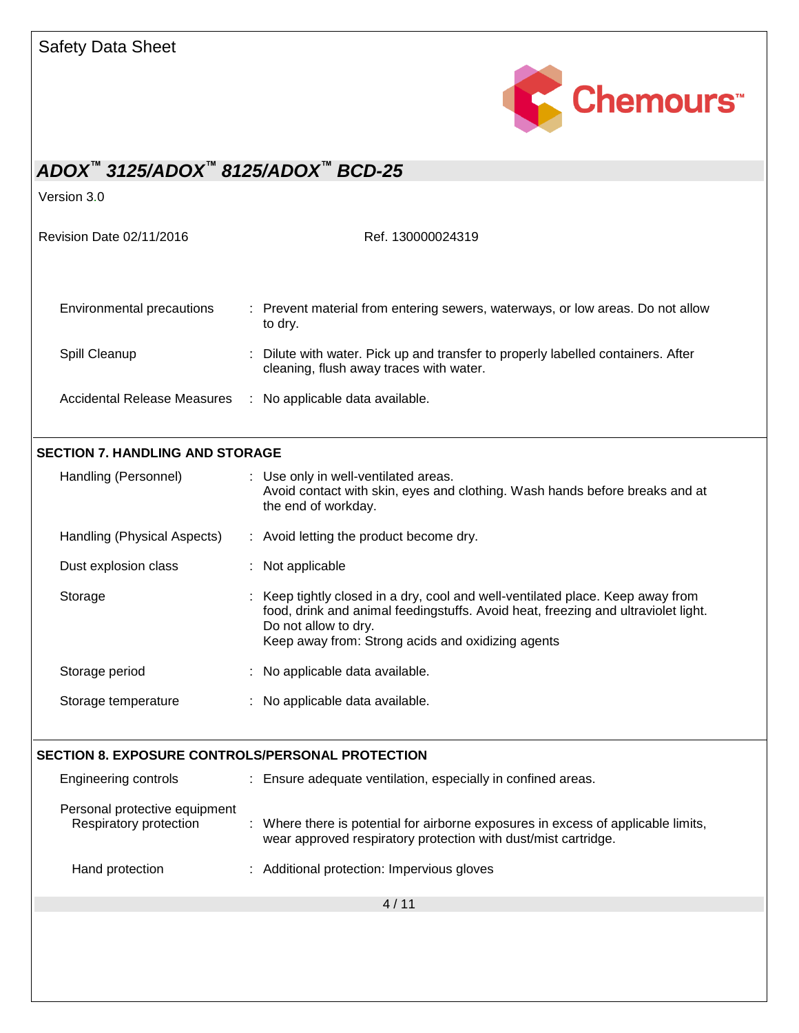| | | |
|---|---|---|
| Environmental precautions | : | Prevent material from entering sewers, waterways, or low areas. Do not allow to dry. |
| Spill Cleanup | : | Dilute with water. Pick up and transfer to properly labelled containers. After cleaning, flush away traces with water. |
| Accidental Release Measures | : | No applicable data available. |

## SECTION 7. HANDLING AND STORAGE

| | | |
|---|---|---|
| Handling (Personnel) | : | Use only in well-ventilated areas.<br>Avoid contact with skin, eyes and clothing. Wash hands before breaks and at the end of workday. |
| Handling (Physical Aspects) | : | Avoid letting the product become dry. |
| Dust explosion class | : | Not applicable |
| Storage | : | Keep tightly closed in a dry, cool and well-ventilated place. Keep away from food, drink and animal feedingstuffs. Avoid heat, freezing and ultraviolet light. Do not allow to dry.<br>Keep away from: Strong acids and oxidizing agents |
| Storage period | : | No applicable data available. |
| Storage temperature | : | No applicable data available. |

## SECTION 8. EXPOSURE CONTROLS/PERSONAL PROTECTION

| | | |
|---|---|---|
| Engineering controls | : | Ensure adequate ventilation, especially in confined areas. |
| Personal protective equipment | | |
| Respiratory protection | : | Where there is potential for airborne exposures in excess of applicable limits, wear approved respiratory protection with dust/mist cartridge. |
| Hand protection | : | Additional protection: Impervious gloves |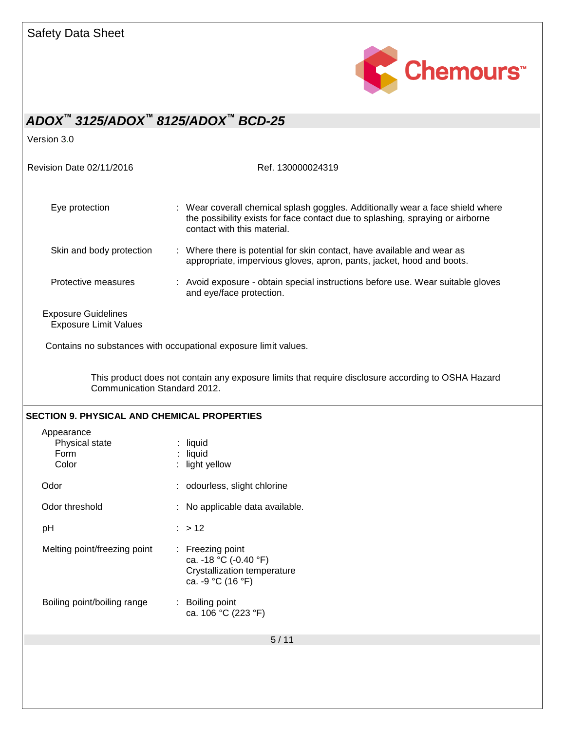| | | |
|---|---|---|
| Eye protection | : | Wear coverall chemical splash goggles. Additionally wear a face shield where the possibility exists for face contact due to splashing, spraying or airborne contact with this material. |
| Skin and body protection | : | Where there is potential for skin contact, have available and wear as appropriate, impervious gloves, apron, pants, jacket, hood and boots. |
| Protective measures | : | Avoid exposure - obtain special instructions before use. Wear suitable gloves and eye/face protection. |

Exposure Guidelines
Exposure Limit Values

Contains no substances with occupational exposure limit values.

This product does not contain any exposure limits that require disclosure according to OSHA Hazard Communication Standard 2012.

## SECTION 9. PHYSICAL AND CHEMICAL PROPERTIES

| | | |
|---|---|---|
| Appearance | | |
| Physical state | : | liquid |
| Form | : | liquid |
| Color | : | light yellow |
| Odor | : | odourless, slight chlorine |
| Odor threshold | : | No applicable data available. |
| pH | : | > 12 |
| Melting point/freezing point | : | Freezing point<br>ca. -18 °C (-0.40 °F)<br>Crystallization temperature<br>ca. -9 °C (16 °F) |
| Boiling point/boiling range | : | Boiling point<br>ca. 106 °C (223 °F) |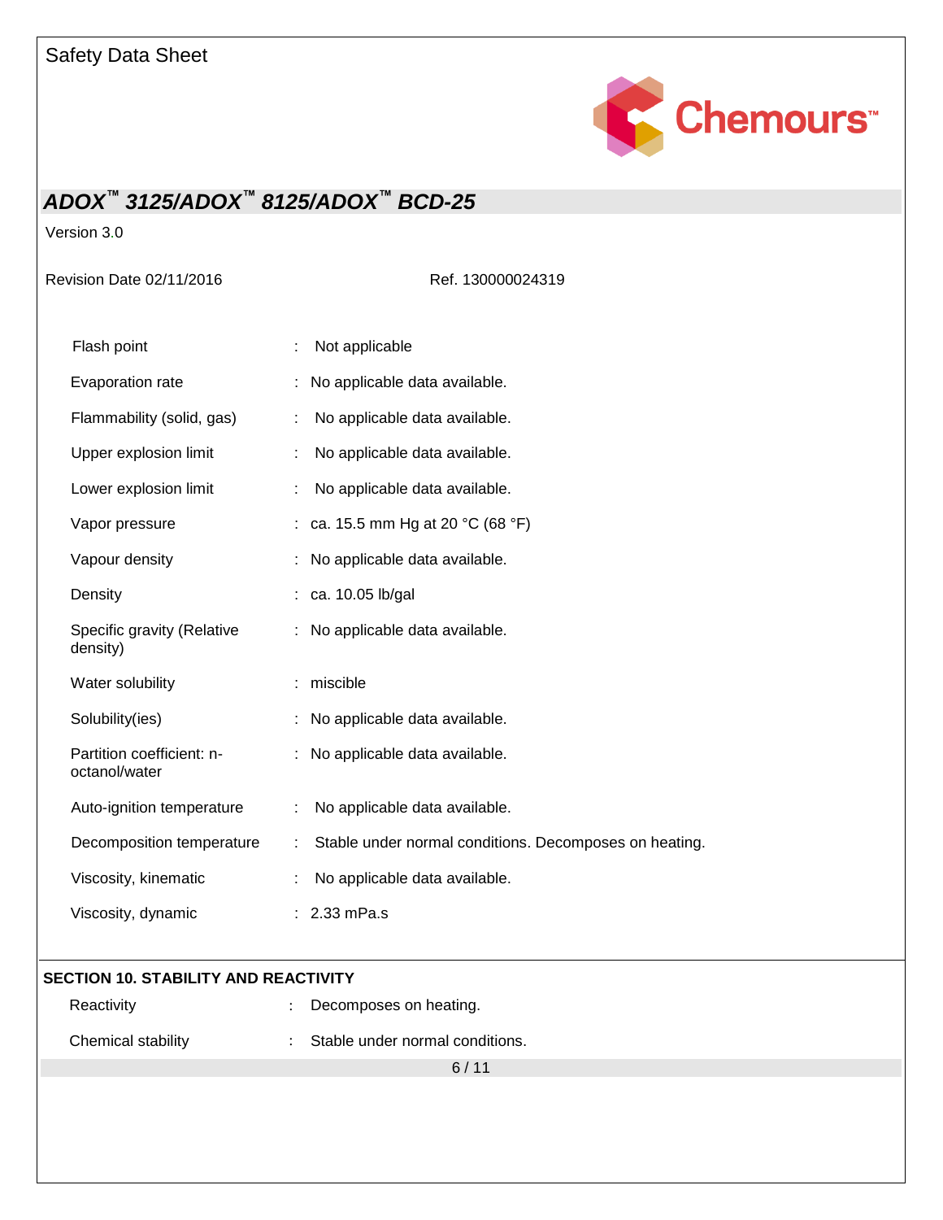| | | |
|---|---|---|
| Flash point | : | Not applicable |
| Evaporation rate | : | No applicable data available. |
| Flammability (solid, gas) | : | No applicable data available. |
| Upper explosion limit | : | No applicable data available. |
| Lower explosion limit | : | No applicable data available. |
| Vapor pressure | : | ca. 15.5 mm Hg at 20 °C (68 °F) |
| Vapour density | : | No applicable data available. |
| Density | : | ca. 10.05 lb/gal |
| Specific gravity (Relative density) | : | No applicable data available. |
| Water solubility | : | miscible |
| Solubility(ies) | : | No applicable data available. |
| Partition coefficient: n-octanol/water | : | No applicable data available. |
| Auto-ignition temperature | : | No applicable data available. |
| Decomposition temperature | : | Stable under normal conditions. Decomposes on heating. |
| Viscosity, kinematic | : | No applicable data available. |
| Viscosity, dynamic | : | 2.33 mPa.s |

## SECTION 10. STABILITY AND REACTIVITY

| | | |
|---|---|---|
| Reactivity | : | Decomposes on heating. |
| Chemical stability | : | Stable under normal conditions. |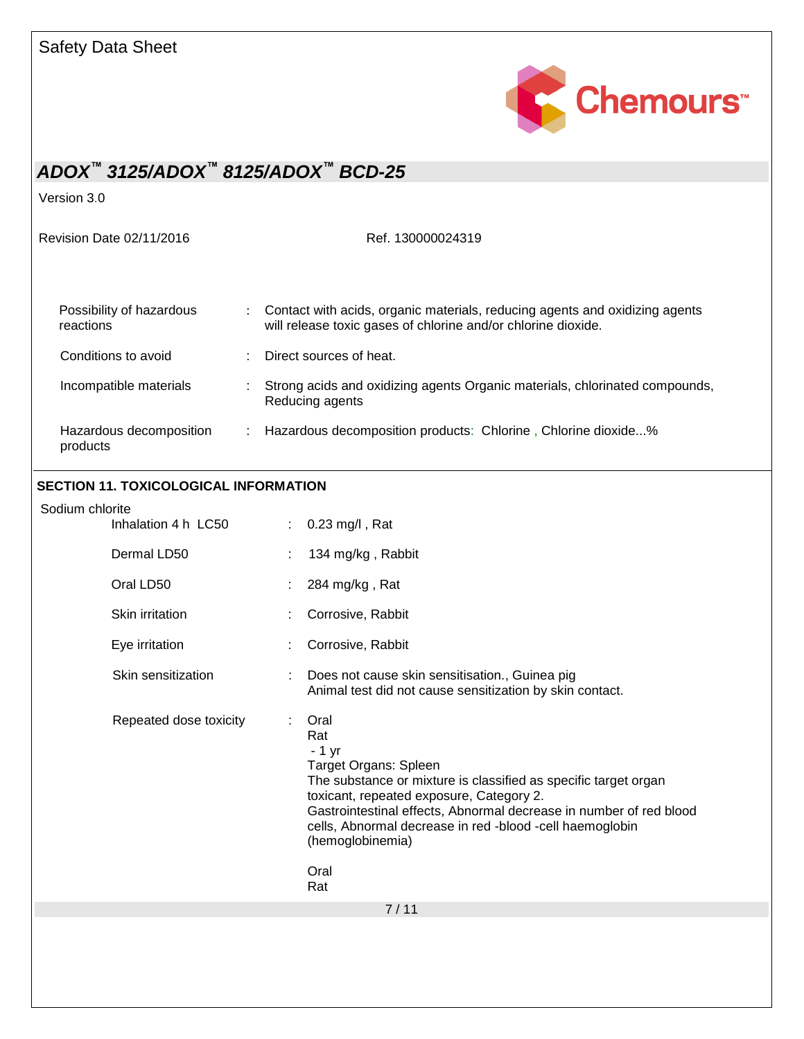| | | |
|---|---|---|
| Possibility of hazardous reactions | : | Contact with acids, organic materials, reducing agents and oxidizing agents will release toxic gases of chlorine and/or chlorine dioxide. |
| Conditions to avoid | : | Direct sources of heat. |
| Incompatible materials | : | Strong acids and oxidizing agents Organic materials, chlorinated compounds, Reducing agents |
| Hazardous decomposition products | : | Hazardous decomposition products: Chlorine , Chlorine dioxide...% |

## SECTION 11. TOXICOLOGICAL INFORMATION

Sodium chlorite

| | | |
|---|---|---|
| Inhalation 4 h LC50 | : | 0.23 mg/l , Rat |
| Dermal LD50 | : | 134 mg/kg , Rabbit |
| Oral LD50 | : | 284 mg/kg , Rat |
| Skin irritation | : | Corrosive, Rabbit |
| Eye irritation | : | Corrosive, Rabbit |
| Skin sensitization | : | Does not cause skin sensitisation., Guinea pig<br>Animal test did not cause sensitization by skin contact. |
| Repeated dose toxicity | : | Oral<br>Rat<br>- 1 yr<br>Target Organs: Spleen<br>The substance or mixture is classified as specific target organ toxicant, repeated exposure, Category 2.<br>Gastrointestinal effects, Abnormal decrease in number of red blood cells, Abnormal decrease in red -blood -cell haemoglobin (hemoglobinemia)<br><br>Oral<br>Rat |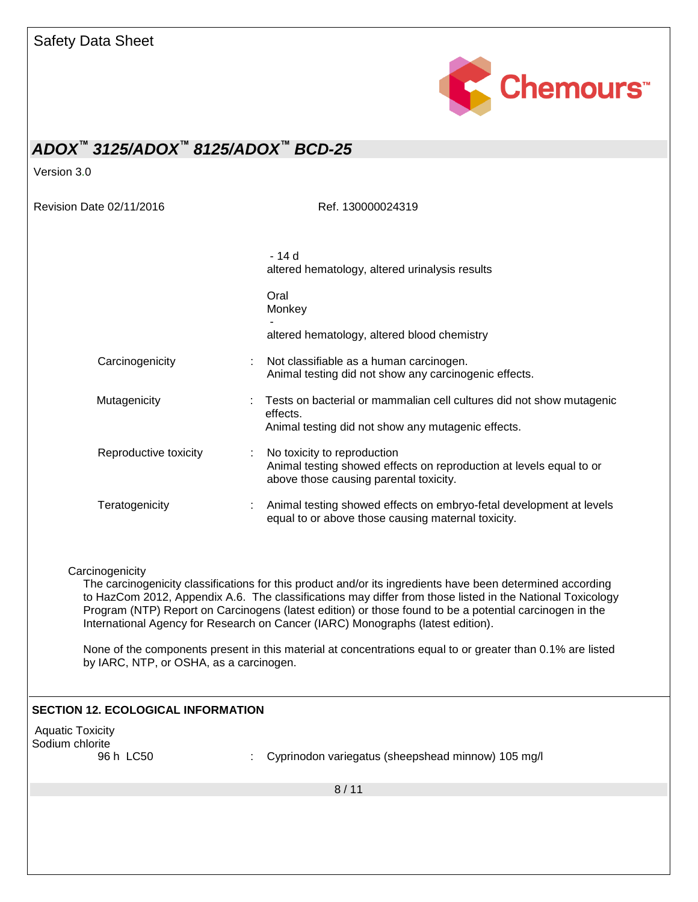- 14 d
altered hematology, altered urinalysis results

Oral
Monkey
-
altered hematology, altered blood chemistry

| | | |
|---|---|---|
| Carcinogenicity | : | Not classifiable as a human carcinogen.<br>Animal testing did not show any carcinogenic effects. |
| Mutagenicity | : | Tests on bacterial or mammalian cell cultures did not show mutagenic effects.<br>Animal testing did not show any mutagenic effects. |
| Reproductive toxicity | : | No toxicity to reproduction<br>Animal testing showed effects on reproduction at levels equal to or above those causing parental toxicity. |
| Teratogenicity | : | Animal testing showed effects on embryo-fetal development at levels equal to or above those causing maternal toxicity. |

Carcinogenicity

The carcinogenicity classifications for this product and/or its ingredients have been determined according to HazCom 2012, Appendix A.6. The classifications may differ from those listed in the National Toxicology Program (NTP) Report on Carcinogens (latest edition) or those found to be a potential carcinogen in the International Agency for Research on Cancer (IARC) Monographs (latest edition).

None of the components present in this material at concentrations equal to or greater than 0.1% are listed by IARC, NTP, or OSHA, as a carcinogen.

## SECTION 12. ECOLOGICAL INFORMATION

Aquatic Toxicity

Sodium chlorite

| | | |
|---|---|---|
| 96 h LC50 | : | Cyprinodon variegatus (sheepshead minnow) 105 mg/l |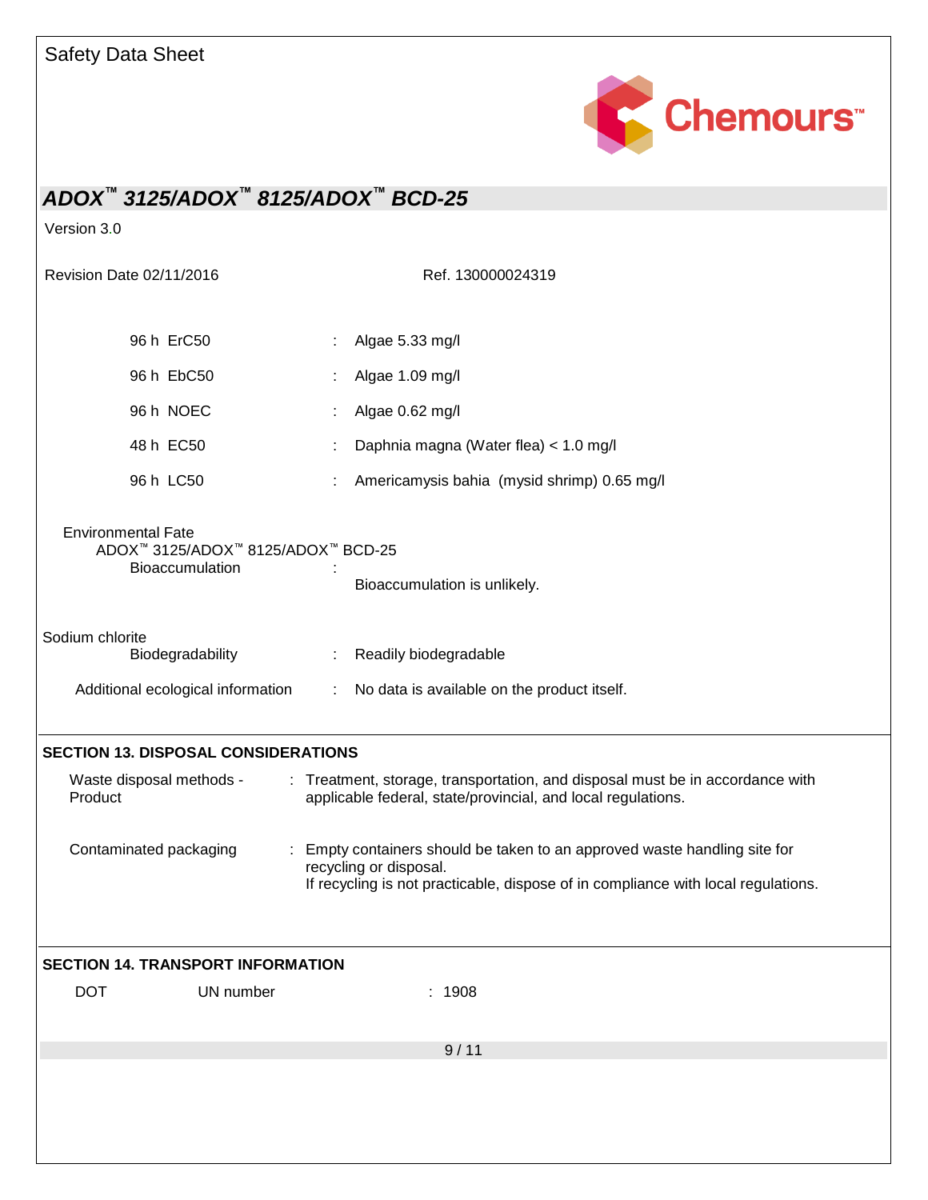| | | |
|---|---|---|
| 96 h ErC50 | : | Algae 5.33 mg/l |
| 96 h EbC50 | : | Algae 1.09 mg/l |
| 96 h NOEC | : | Algae 0.62 mg/l |
| 48 h EC50 | : | Daphnia magna (Water flea) < 1.0 mg/l |
| 96 h LC50 | : | Americamysis bahia (mysid shrimp) 0.65 mg/l |

**Environmental Fate**

ADOX™ 3125/ADOX™ 8125/ADOX™ BCD-25

Bioaccumulation : Bioaccumulation is unlikely.

**Sodium chlorite**

Biodegradability : Readily biodegradable

Additional ecological information : No data is available on the product itself.

## SECTION 13. DISPOSAL CONSIDERATIONS

Waste disposal methods - Product : Treatment, storage, transportation, and disposal must be in accordance with applicable federal, state/provincial, and local regulations.

Contaminated packaging : Empty containers should be taken to an approved waste handling site for recycling or disposal.
If recycling is not practicable, dispose of in compliance with local regulations.

## SECTION 14. TRANSPORT INFORMATION

DOT UN number : 1908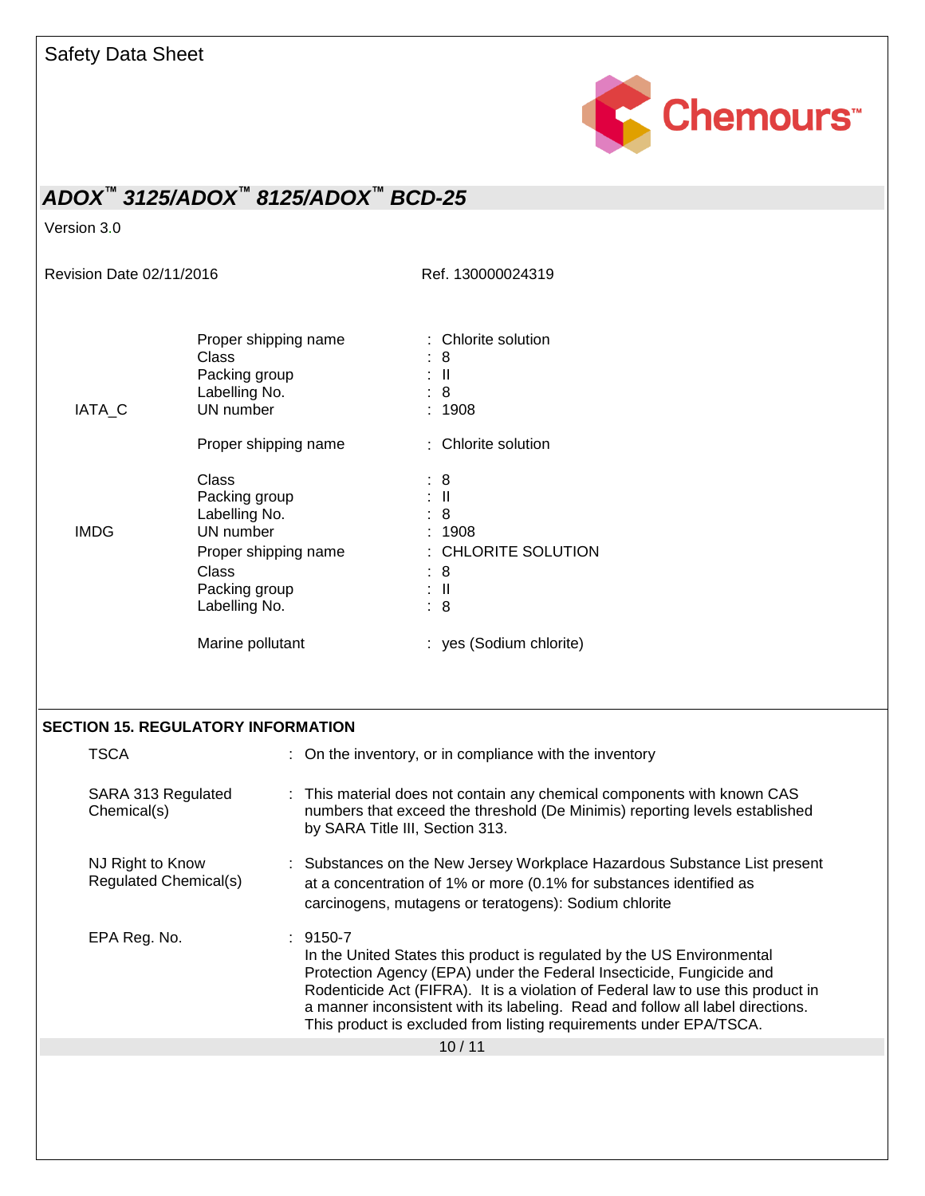| | | |
|---|---|---|
| | Proper shipping name | : Chlorite solution |
| | Class | : 8 |
| | Packing group | : II |
| | Labelling No. | : 8 |
| IATA_C | UN number | : 1908 |
| | Proper shipping name | : Chlorite solution |
| | Class | : 8 |
| | Packing group | : II |
| | Labelling No. | : 8 |
| IMDG | UN number | : 1908 |
| | Proper shipping name | : CHLORITE SOLUTION |
| | Class | : 8 |
| | Packing group | : II |
| | Labelling No. | : 8 |
| | Marine pollutant | : yes (Sodium chlorite) |

## SECTION 15. REGULATORY INFORMATION

| | |
|---|---|
| TSCA | : On the inventory, or in compliance with the inventory |
| SARA 313 Regulated Chemical(s) | : This material does not contain any chemical components with known CAS numbers that exceed the threshold (De Minimis) reporting levels established by SARA Title III, Section 313. |
| NJ Right to Know Regulated Chemical(s) | : Substances on the New Jersey Workplace Hazardous Substance List present at a concentration of 1% or more (0.1% for substances identified as carcinogens, mutagens or teratogens): Sodium chlorite |
| EPA Reg. No. | : 9150-7<br>In the United States this product is regulated by the US Environmental Protection Agency (EPA) under the Federal Insecticide, Fungicide and Rodenticide Act (FIFRA). It is a violation of Federal law to use this product in a manner inconsistent with its labeling. Read and follow all label directions. This product is excluded from listing requirements under EPA/TSCA. |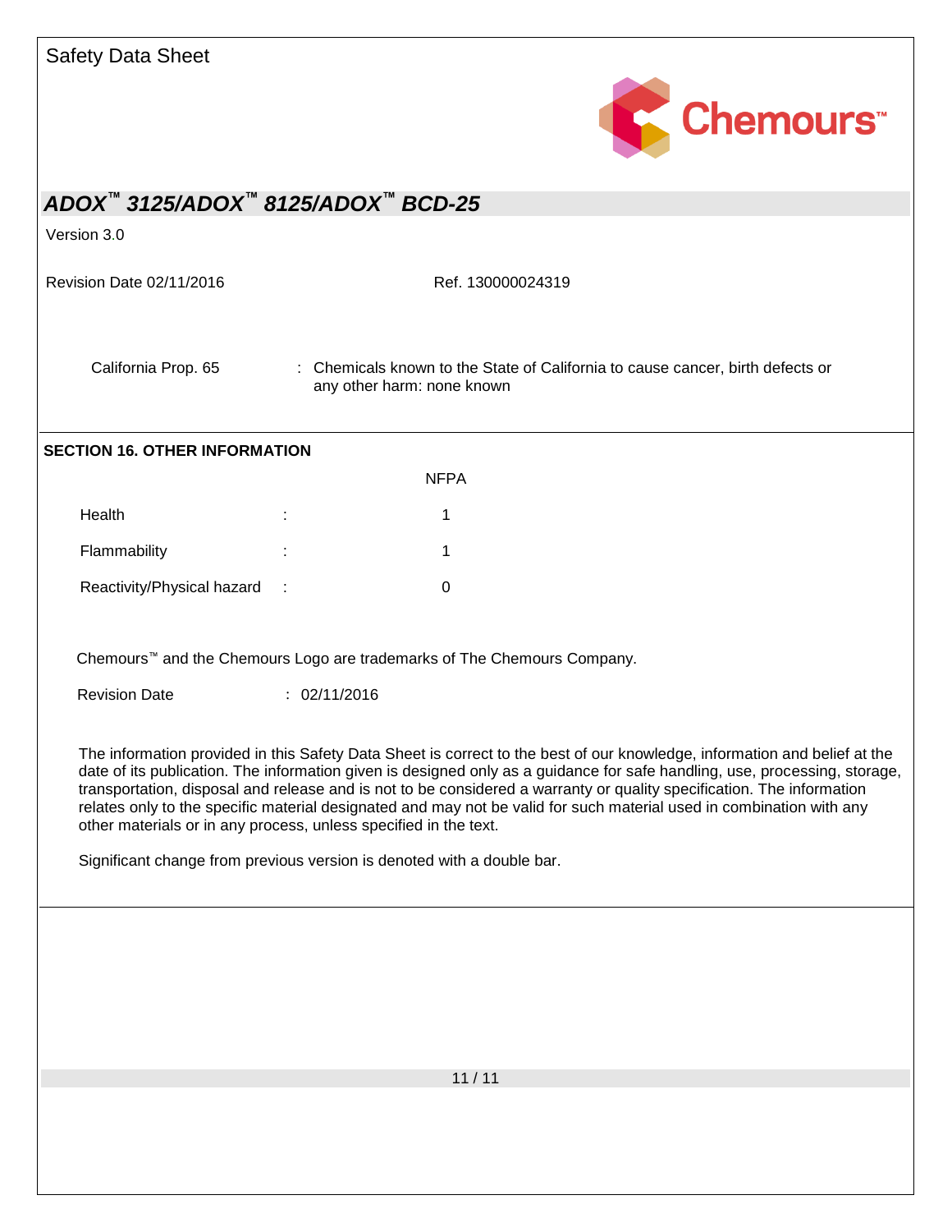California Prop. 65 : Chemicals known to the State of California to cause cancer, birth defects or any other harm: none known

## SECTION 16. OTHER INFORMATION

| | | NFPA |
|---|---|---|
| Health | : | 1 |
| Flammability | : | 1 |
| Reactivity/Physical hazard | : | 0 |

Chemours™ and the Chemours Logo are trademarks of The Chemours Company.

Revision Date : 02/11/2016

The information provided in this Safety Data Sheet is correct to the best of our knowledge, information and belief at the date of its publication. The information given is designed only as a guidance for safe handling, use, processing, storage, transportation, disposal and release and is not to be considered a warranty or quality specification. The information relates only to the specific material designated and may not be valid for such material used in combination with any other materials or in any process, unless specified in the text.

Significant change from previous version is denoted with a double bar.